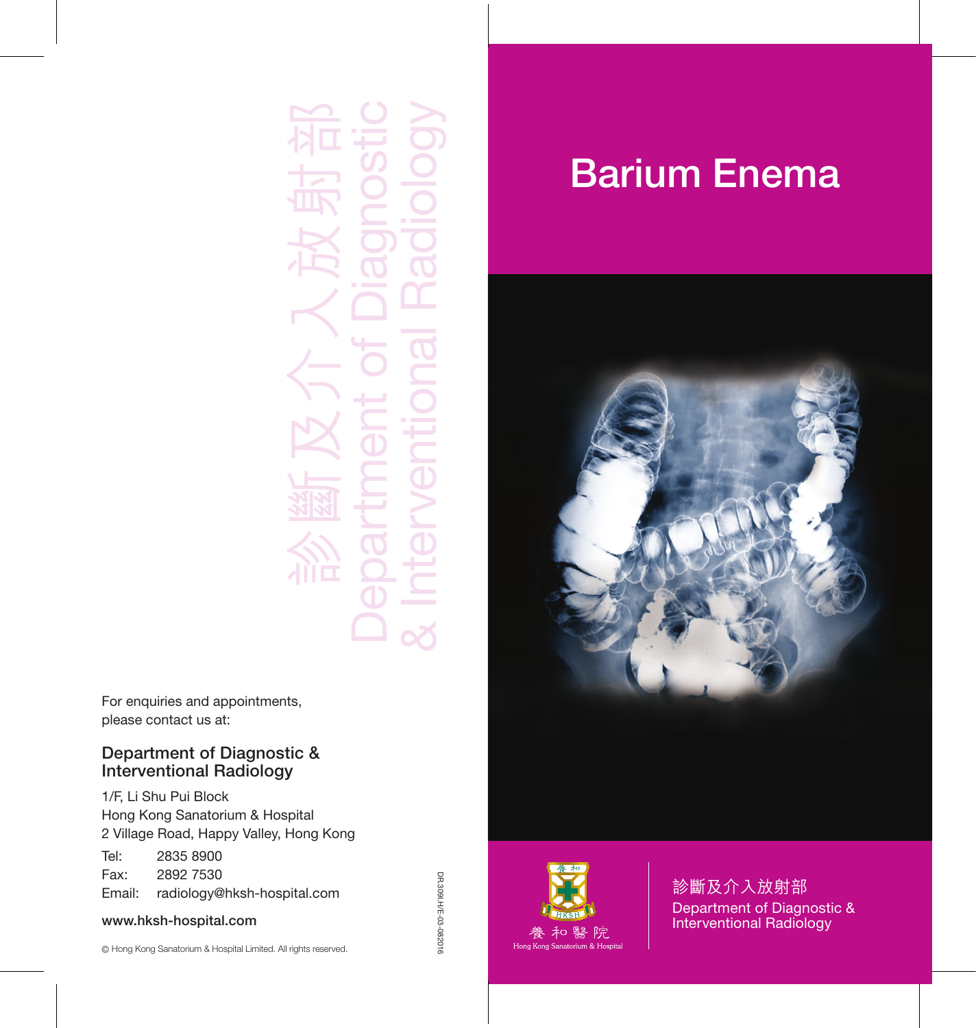# Barium Enema

診斷及介入放射部
Department of Diagnostic & Interventional Radiology

養和醫院
Hong Kong Sanatorium & Hospital

診斷及介入放射部
Department of Diagnostic & Interventional Radiology

For enquiries and appointments, please contact us at:

## Department of Diagnostic & Interventional Radiology

1/F, Li Shu Pui Block
Hong Kong Sanatorium & Hospital
2 Village Road, Happy Valley, Hong Kong

Tel: 2835 8900
Fax: 2892 7530
Email: radiology@hksh-hospital.com

**www.hksh-hospital.com**

© Hong Kong Sanatorium & Hospital Limited. All rights reserved.

DR.309I.H/E-03-082016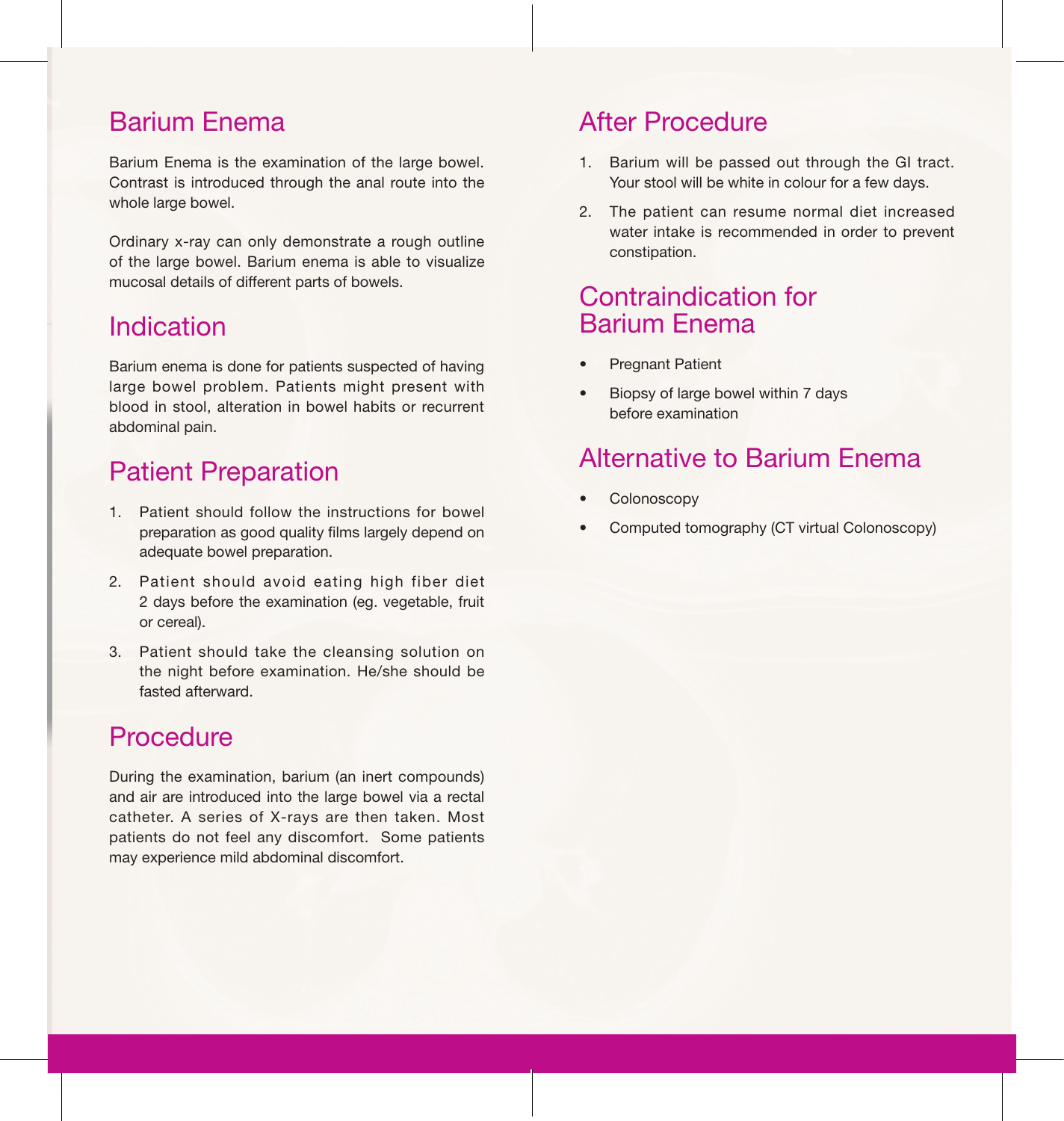## Barium Enema

Barium Enema is the examination of the large bowel. Contrast is introduced through the anal route into the whole large bowel.

Ordinary x-ray can only demonstrate a rough outline of the large bowel. Barium enema is able to visualize mucosal details of different parts of bowels.

## Indication

Barium enema is done for patients suspected of having large bowel problem. Patients might present with blood in stool, alteration in bowel habits or recurrent abdominal pain.

## Patient Preparation

1. Patient should follow the instructions for bowel preparation as good quality films largely depend on adequate bowel preparation.
2. Patient should avoid eating high fiber diet 2 days before the examination (eg. vegetable, fruit or cereal).
3. Patient should take the cleansing solution on the night before examination. He/she should be fasted afterward.

## Procedure

During the examination, barium (an inert compounds) and air are introduced into the large bowel via a rectal catheter. A series of X-rays are then taken. Most patients do not feel any discomfort. Some patients may experience mild abdominal discomfort.

## After Procedure

1. Barium will be passed out through the GI tract. Your stool will be white in colour for a few days.
2. The patient can resume normal diet increased water intake is recommended in order to prevent constipation.

## Contraindication for Barium Enema

- Pregnant Patient
- Biopsy of large bowel within 7 days before examination

## Alternative to Barium Enema

- Colonoscopy
- Computed tomography (CT virtual Colonoscopy)